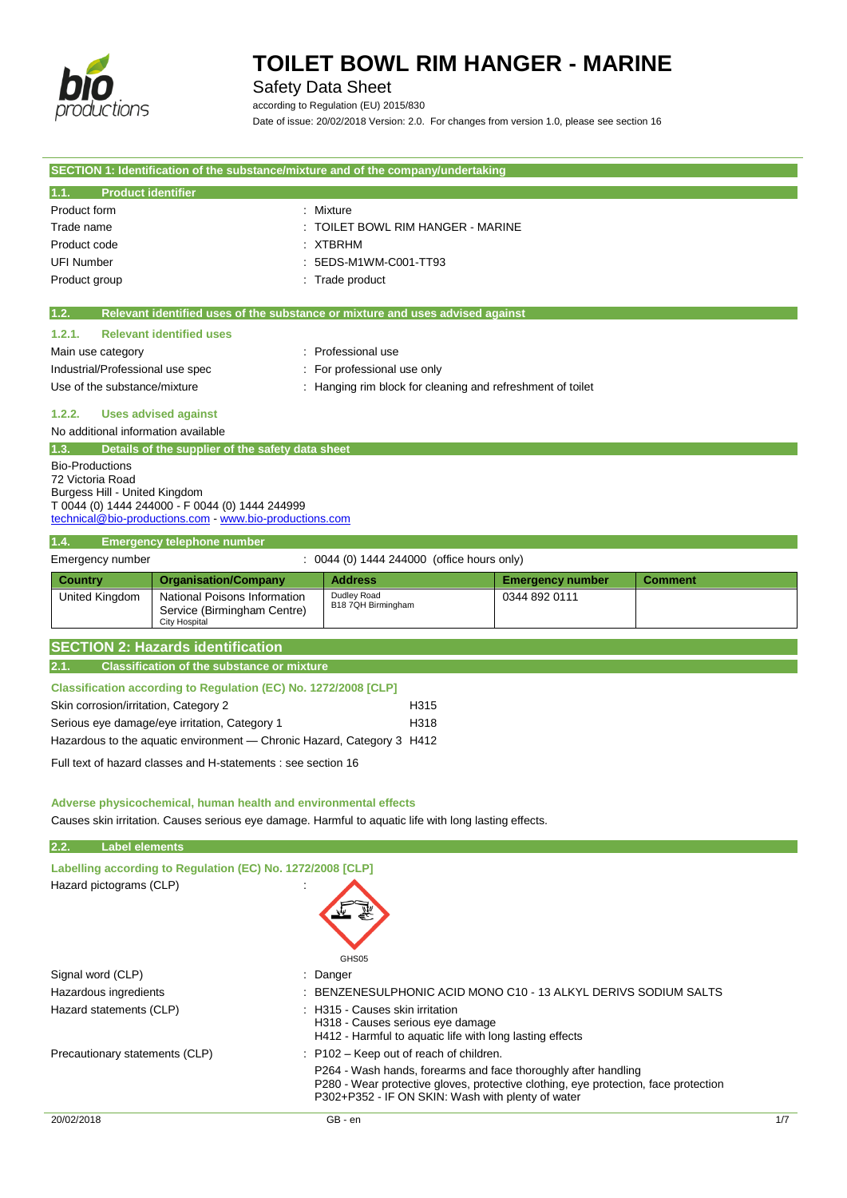# TOILET BOWL RIM HANGER - MARINE

Safety Data Sheet

according to Regulation (EU) 2015/830

Date of issue: 20/02/2018 Version: 2.0. For changes from version 1.0, please see section 16

## SECTION 1: Identification of the substance/mixture and of the company/undertaking

### 1.1. Product identifier

Product form : Mixture

Trade name : TOILET BOWL RIM HANGER - MARINE

Product code : XTBRHM

UFI Number : 5EDS-M1WM-C001-TT93

Product group : Trade product

### 1.2. Relevant identified uses of the substance or mixture and uses advised against

#### 1.2.1. Relevant identified uses

Main use category : Professional use

Industrial/Professional use spec : For professional use only

Use of the substance/mixture : Hanging rim block for cleaning and refreshment of toilet

#### 1.2.2. Uses advised against

No additional information available

### 1.3. Details of the supplier of the safety data sheet

Bio-Productions
72 Victoria Road
Burgess Hill - United Kingdom
T 0044 (0) 1444 244000 - F 0044 (0) 1444 244999
technical@bio-productions.com - www.bio-productions.com

### 1.4. Emergency telephone number

Emergency number : 0044 (0) 1444 244000 (office hours only)

| Country | Organisation/Company | Address | Emergency number | Comment |
|---|---|---|---|---|
| United Kingdom | National Poisons Information Service (Birmingham Centre) City Hospital | Dudley Road B18 7QH Birmingham | 0344 892 0111 | |

## SECTION 2: Hazards identification

### 2.1. Classification of the substance or mixture

**Classification according to Regulation (EC) No. 1272/2008 [CLP]**

| | |
|---|---|
| Skin corrosion/irritation, Category 2 | H315 |
| Serious eye damage/eye irritation, Category 1 | H318 |
| Hazardous to the aquatic environment — Chronic Hazard, Category 3 | H412 |

Full text of hazard classes and H-statements : see section 16

**Adverse physicochemical, human health and environmental effects**

Causes skin irritation. Causes serious eye damage. Harmful to aquatic life with long lasting effects.

### 2.2. Label elements

**Labelling according to Regulation (EC) No. 1272/2008 [CLP]**

Hazard pictograms (CLP) :

GHS05

Signal word (CLP) : Danger

Hazardous ingredients : BENZENESULPHONIC ACID MONO C10 - 13 ALKYL DERIVS SODIUM SALTS

Hazard statements (CLP) : H315 - Causes skin irritation
H318 - Causes serious eye damage
H412 - Harmful to aquatic life with long lasting effects

Precautionary statements (CLP) : P102 – Keep out of reach of children.

P264 - Wash hands, forearms and face thoroughly after handling
P280 - Wear protective gloves, protective clothing, eye protection, face protection
P302+P352 - IF ON SKIN: Wash with plenty of water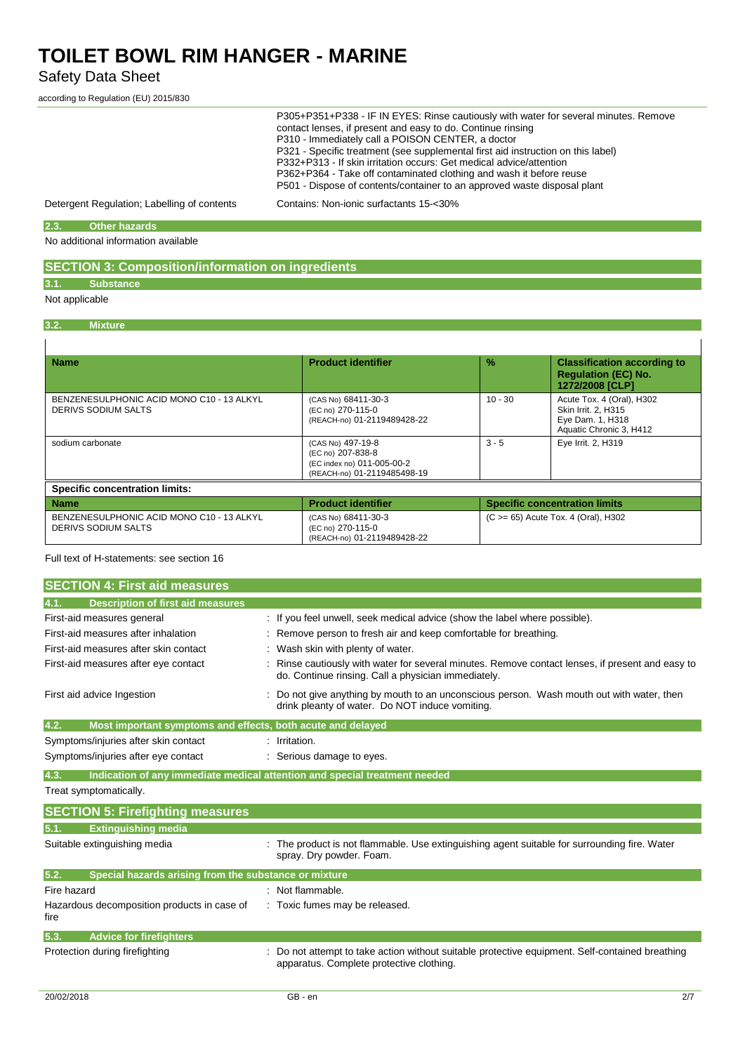| | |
|---|---|
| | P305+P351+P338 - IF IN EYES: Rinse cautiously with water for several minutes. Remove contact lenses, if present and easy to do. Continue rinsing<br>P310 - Immediately call a POISON CENTER, a doctor<br>P321 - Specific treatment (see supplemental first aid instruction on this label)<br>P332+P313 - If skin irritation occurs: Get medical advice/attention<br>P362+P364 - Take off contaminated clothing and wash it before reuse<br>P501 - Dispose of contents/container to an approved waste disposal plant |
| Detergent Regulation; Labelling of contents | Contains: Non-ionic surfactants 15-<30% |

### 2.3. Other hazards

No additional information available

## SECTION 3: Composition/information on ingredients

### 3.1. Substance

Not applicable

### 3.2. Mixture

| Name | Product identifier | % | Classification according to Regulation (EC) No. 1272/2008 [CLP] |
|---|---|---|---|
| BENZENESULPHONIC ACID MONO C10 - 13 ALKYL DERIVS SODIUM SALTS | (CAS No) 68411-30-3<br>(EC no) 270-115-0<br>(REACH-no) 01-2119489428-22 | 10 - 30 | Acute Tox. 4 (Oral), H302<br>Skin Irrit. 2, H315<br>Eye Dam. 1, H318<br>Aquatic Chronic 3, H412 |
| sodium carbonate | (CAS No) 497-19-8<br>(EC no) 207-838-8<br>(EC index no) 011-005-00-2<br>(REACH-no) 01-2119485498-19 | 3 - 5 | Eye Irrit. 2, H319 |

**Specific concentration limits:**

| Name | Product identifier | Specific concentration limits |
|---|---|---|
| BENZENESULPHONIC ACID MONO C10 - 13 ALKYL DERIVS SODIUM SALTS | (CAS No) 68411-30-3<br>(EC no) 270-115-0<br>(REACH-no) 01-2119489428-22 | (C >= 65) Acute Tox. 4 (Oral), H302 |

Full text of H-statements: see section 16

## SECTION 4: First aid measures

### 4.1. Description of first aid measures

| | |
|---|---|
| First-aid measures general | : If you feel unwell, seek medical advice (show the label where possible). |
| First-aid measures after inhalation | : Remove person to fresh air and keep comfortable for breathing. |
| First-aid measures after skin contact | : Wash skin with plenty of water. |
| First-aid measures after eye contact | : Rinse cautiously with water for several minutes. Remove contact lenses, if present and easy to do. Continue rinsing. Call a physician immediately. |
| First aid advice Ingestion | : Do not give anything by mouth to an unconscious person. Wash mouth out with water, then drink pleanty of water. Do NOT induce vomiting. |

### 4.2. Most important symptoms and effects, both acute and delayed

| | |
|---|---|
| Symptoms/injuries after skin contact | : Irritation. |
| Symptoms/injuries after eye contact | : Serious damage to eyes. |

### 4.3. Indication of any immediate medical attention and special treatment needed

Treat symptomatically.

## SECTION 5: Firefighting measures

### 5.1. Extinguishing media

| | |
|---|---|
| Suitable extinguishing media | : The product is not flammable. Use extinguishing agent suitable for surrounding fire. Water spray. Dry powder. Foam. |

### 5.2. Special hazards arising from the substance or mixture

| | |
|---|---|
| Fire hazard | : Not flammable. |
| Hazardous decomposition products in case of fire | : Toxic fumes may be released. |

### 5.3. Advice for firefighters

| | |
|---|---|
| Protection during firefighting | : Do not attempt to take action without suitable protective equipment. Self-contained breathing apparatus. Complete protective clothing. |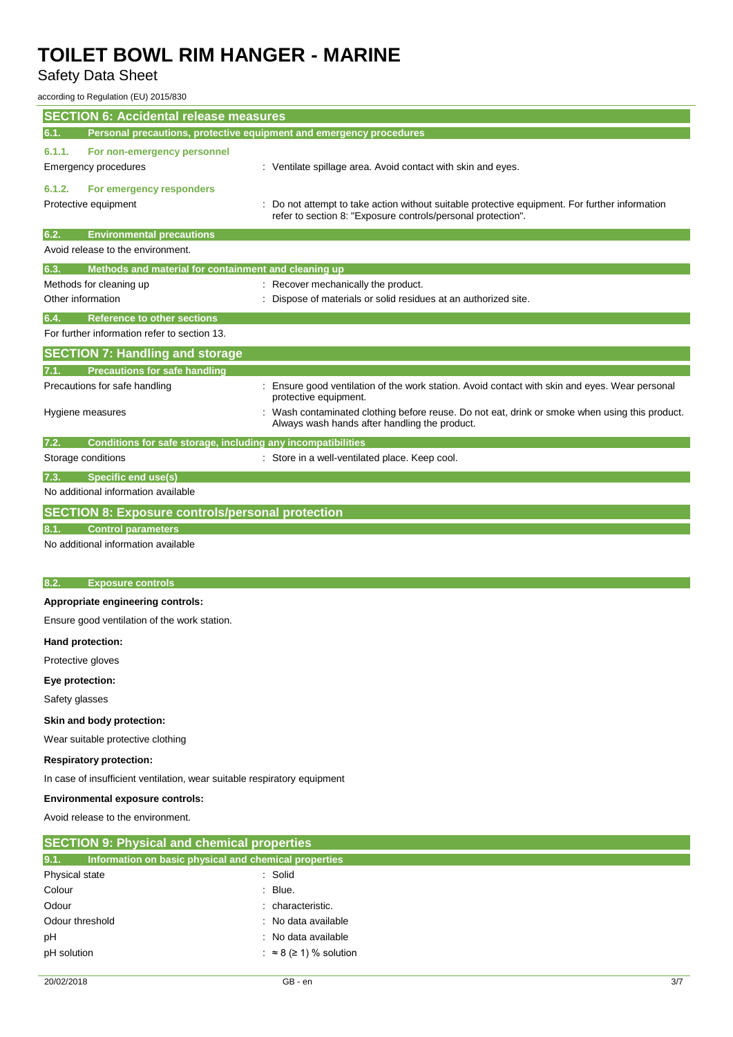## SECTION 6: Accidental release measures

### 6.1. Personal precautions, protective equipment and emergency procedures

#### 6.1.1. For non-emergency personnel

| | |
|---|---|
| Emergency procedures | : Ventilate spillage area. Avoid contact with skin and eyes. |

#### 6.1.2. For emergency responders

| | |
|---|---|
| Protective equipment | : Do not attempt to take action without suitable protective equipment. For further information refer to section 8: "Exposure controls/personal protection". |

### 6.2. Environmental precautions

Avoid release to the environment.

### 6.3. Methods and material for containment and cleaning up

| | |
|---|---|
| Methods for cleaning up | : Recover mechanically the product. |
| Other information | : Dispose of materials or solid residues at an authorized site. |

### 6.4. Reference to other sections

For further information refer to section 13.

## SECTION 7: Handling and storage

### 7.1. Precautions for safe handling

| | |
|---|---|
| Precautions for safe handling | : Ensure good ventilation of the work station. Avoid contact with skin and eyes. Wear personal protective equipment. |
| Hygiene measures | : Wash contaminated clothing before reuse. Do not eat, drink or smoke when using this product. Always wash hands after handling the product. |

### 7.2. Conditions for safe storage, including any incompatibilities

| | |
|---|---|
| Storage conditions | : Store in a well-ventilated place. Keep cool. |

### 7.3. Specific end use(s)

No additional information available

## SECTION 8: Exposure controls/personal protection

### 8.1. Control parameters

No additional information available

### 8.2. Exposure controls

**Appropriate engineering controls:**

Ensure good ventilation of the work station.

**Hand protection:**

Protective gloves

**Eye protection:**

Safety glasses

**Skin and body protection:**

Wear suitable protective clothing

**Respiratory protection:**

In case of insufficient ventilation, wear suitable respiratory equipment

**Environmental exposure controls:**

Avoid release to the environment.

## SECTION 9: Physical and chemical properties

### 9.1. Information on basic physical and chemical properties

| | |
|---|---|
| Physical state | : Solid |
| Colour | : Blue. |
| Odour | : characteristic. |
| Odour threshold | : No data available |
| pH | : No data available |
| pH solution | : ≈ 8 (≥ 1) % solution |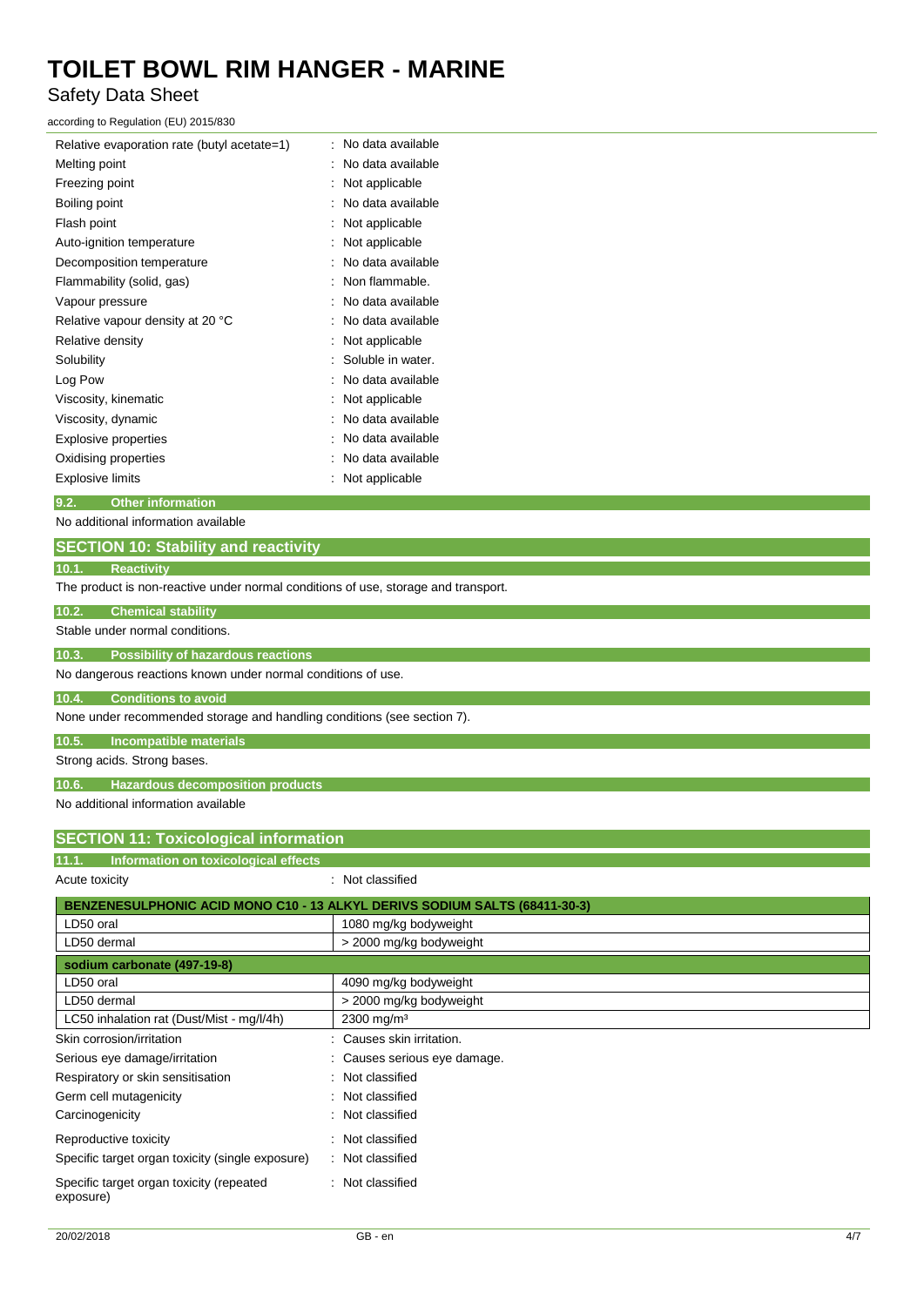| | |
|---|---|
| Relative evaporation rate (butyl acetate=1) | : No data available |
| Melting point | : No data available |
| Freezing point | : Not applicable |
| Boiling point | : No data available |
| Flash point | : Not applicable |
| Auto-ignition temperature | : Not applicable |
| Decomposition temperature | : No data available |
| Flammability (solid, gas) | : Non flammable. |
| Vapour pressure | : No data available |
| Relative vapour density at 20 °C | : No data available |
| Relative density | : Not applicable |
| Solubility | : Soluble in water. |
| Log Pow | : No data available |
| Viscosity, kinematic | : Not applicable |
| Viscosity, dynamic | : No data available |
| Explosive properties | : No data available |
| Oxidising properties | : No data available |
| Explosive limits | : Not applicable |

### 9.2. Other information

No additional information available

## SECTION 10: Stability and reactivity

### 10.1. Reactivity

The product is non-reactive under normal conditions of use, storage and transport.

### 10.2. Chemical stability

Stable under normal conditions.

### 10.3. Possibility of hazardous reactions

No dangerous reactions known under normal conditions of use.

### 10.4. Conditions to avoid

None under recommended storage and handling conditions (see section 7).

### 10.5. Incompatible materials

Strong acids. Strong bases.

### 10.6. Hazardous decomposition products

No additional information available

## SECTION 11: Toxicological information

### 11.1. Information on toxicological effects

Acute toxicity : Not classified

| BENZENESULPHONIC ACID MONO C10 - 13 ALKYL DERIVS SODIUM SALTS (68411-30-3) | |
|---|---|
| LD50 oral | 1080 mg/kg bodyweight |
| LD50 dermal | > 2000 mg/kg bodyweight |
| **sodium carbonate (497-19-8)** | |
| LD50 oral | 4090 mg/kg bodyweight |
| LD50 dermal | > 2000 mg/kg bodyweight |
| LC50 inhalation rat (Dust/Mist - mg/l/4h) | 2300 mg/m³ |

| | |
|---|---|
| Skin corrosion/irritation | : Causes skin irritation. |
| Serious eye damage/irritation | : Causes serious eye damage. |
| Respiratory or skin sensitisation | : Not classified |
| Germ cell mutagenicity | : Not classified |
| Carcinogenicity | : Not classified |
| Reproductive toxicity | : Not classified |
| Specific target organ toxicity (single exposure) | : Not classified |
| Specific target organ toxicity (repeated exposure) | : Not classified |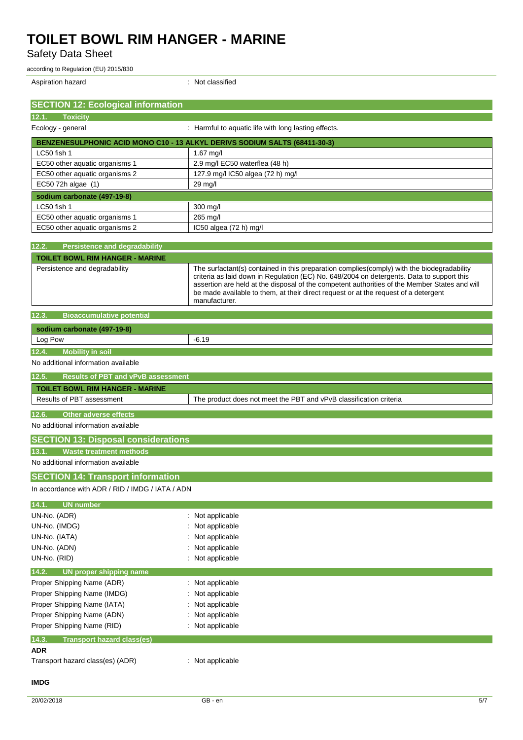Aspiration hazard : Not classified

## SECTION 12: Ecological information

### 12.1. Toxicity

Ecology - general : Harmful to aquatic life with long lasting effects.

| BENZENESULPHONIC ACID MONO C10 - 13 ALKYL DERIVS SODIUM SALTS (68411-30-3) | |
|---|---|
| LC50 fish 1 | 1.67 mg/l |
| EC50 other aquatic organisms 1 | 2.9 mg/l EC50 waterflea (48 h) |
| EC50 other aquatic organisms 2 | 127.9 mg/l IC50 algea (72 h) mg/l |
| EC50 72h algae (1) | 29 mg/l |
| **sodium carbonate (497-19-8)** | |
| LC50 fish 1 | 300 mg/l |
| EC50 other aquatic organisms 1 | 265 mg/l |
| EC50 other aquatic organisms 2 | IC50 algea (72 h) mg/l |

### 12.2. Persistence and degradability

| TOILET BOWL RIM HANGER - MARINE | |
|---|---|
| Persistence and degradability | The surfactant(s) contained in this preparation complies(comply) with the biodegradability criteria as laid down in Regulation (EC) No. 648/2004 on detergents. Data to support this assertion are held at the disposal of the competent authorities of the Member States and will be made available to them, at their direct request or at the request of a detergent manufacturer. |

### 12.3. Bioaccumulative potential

| sodium carbonate (497-19-8) | |
|---|---|
| Log Pow | -6.19 |

### 12.4. Mobility in soil

No additional information available

### 12.5. Results of PBT and vPvB assessment

| TOILET BOWL RIM HANGER - MARINE | |
|---|---|
| Results of PBT assessment | The product does not meet the PBT and vPvB classification criteria |

### 12.6. Other adverse effects

No additional information available

## SECTION 13: Disposal considerations

### 13.1. Waste treatment methods

No additional information available

## SECTION 14: Transport information

In accordance with ADR / RID / IMDG / IATA / ADN

### 14.1. UN number

UN-No. (ADR) : Not applicable
UN-No. (IMDG) : Not applicable
UN-No. (IATA) : Not applicable
UN-No. (ADN) : Not applicable
UN-No. (RID) : Not applicable

### 14.2. UN proper shipping name

Proper Shipping Name (ADR) : Not applicable
Proper Shipping Name (IMDG) : Not applicable
Proper Shipping Name (IATA) : Not applicable
Proper Shipping Name (ADN) : Not applicable
Proper Shipping Name (RID) : Not applicable

### 14.3. Transport hazard class(es)

**ADR**

Transport hazard class(es) (ADR) : Not applicable

**IMDG**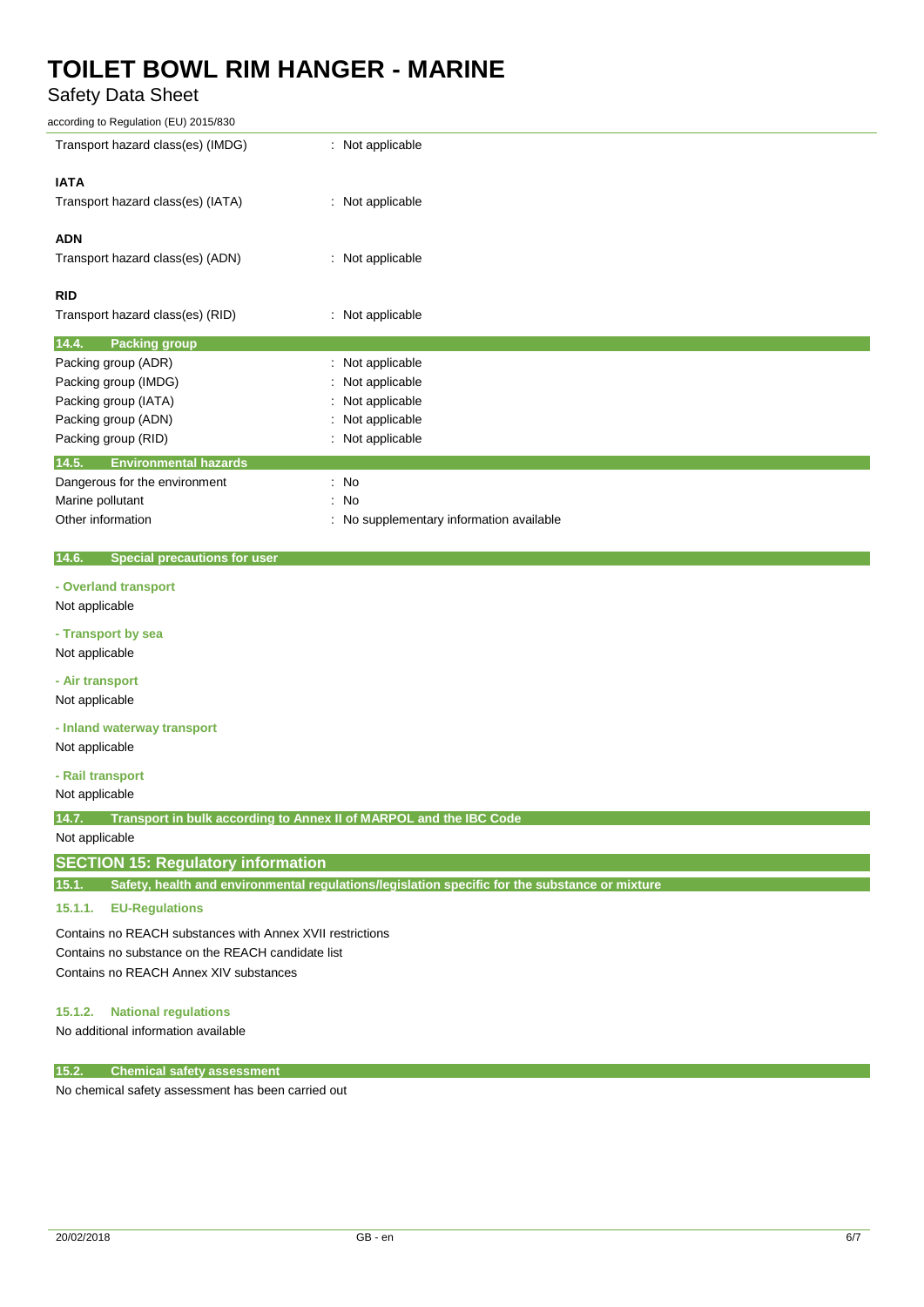| | |
|---|---|
| Transport hazard class(es) (IMDG) | : Not applicable |

**IATA**

| | |
|---|---|
| Transport hazard class(es) (IATA) | : Not applicable |

**ADN**

| | |
|---|---|
| Transport hazard class(es) (ADN) | : Not applicable |

**RID**

| | |
|---|---|
| Transport hazard class(es) (RID) | : Not applicable |

### 14.4. Packing group

| | |
|---|---|
| Packing group (ADR) | : Not applicable |
| Packing group (IMDG) | : Not applicable |
| Packing group (IATA) | : Not applicable |
| Packing group (ADN) | : Not applicable |
| Packing group (RID) | : Not applicable |

### 14.5. Environmental hazards

| | |
|---|---|
| Dangerous for the environment | : No |
| Marine pollutant | : No |
| Other information | : No supplementary information available |

### 14.6. Special precautions for user

**- Overland transport**

Not applicable

**- Transport by sea**

Not applicable

**- Air transport**

Not applicable

**- Inland waterway transport**

Not applicable

**- Rail transport**

Not applicable

### 14.7. Transport in bulk according to Annex II of MARPOL and the IBC Code

Not applicable

## SECTION 15: Regulatory information

### 15.1. Safety, health and environmental regulations/legislation specific for the substance or mixture

#### 15.1.1. EU-Regulations

Contains no REACH substances with Annex XVII restrictions

Contains no substance on the REACH candidate list

Contains no REACH Annex XIV substances

#### 15.1.2. National regulations

No additional information available

### 15.2. Chemical safety assessment

No chemical safety assessment has been carried out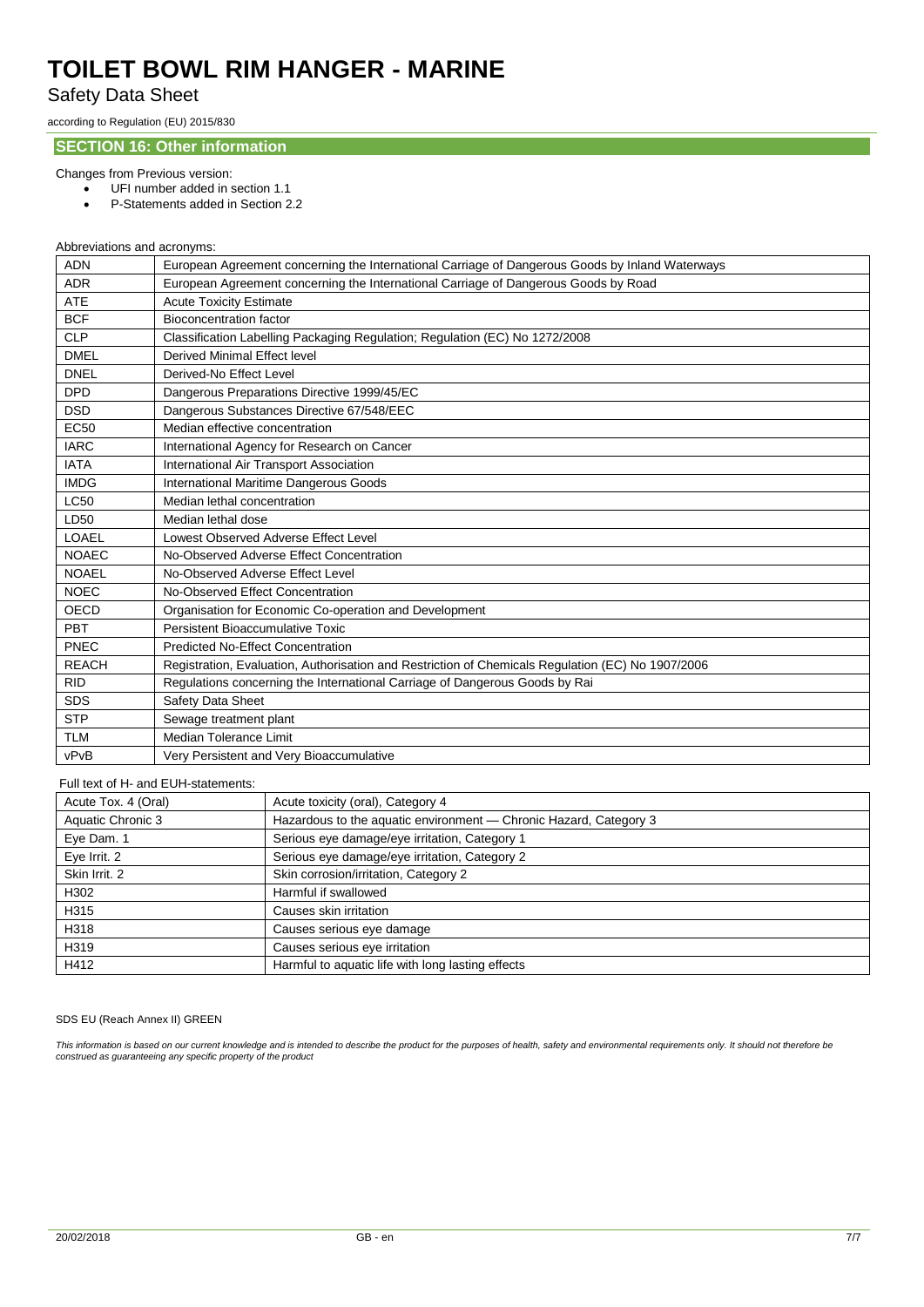## SECTION 16: Other information

Changes from Previous version:

- UFI number added in section 1.1
- P-Statements added in Section 2.2

Abbreviations and acronyms:

| | |
|---|---|
| ADN | European Agreement concerning the International Carriage of Dangerous Goods by Inland Waterways |
| ADR | European Agreement concerning the International Carriage of Dangerous Goods by Road |
| ATE | Acute Toxicity Estimate |
| BCF | Bioconcentration factor |
| CLP | Classification Labelling Packaging Regulation; Regulation (EC) No 1272/2008 |
| DMEL | Derived Minimal Effect level |
| DNEL | Derived-No Effect Level |
| DPD | Dangerous Preparations Directive 1999/45/EC |
| DSD | Dangerous Substances Directive 67/548/EEC |
| EC50 | Median effective concentration |
| IARC | International Agency for Research on Cancer |
| IATA | International Air Transport Association |
| IMDG | International Maritime Dangerous Goods |
| LC50 | Median lethal concentration |
| LD50 | Median lethal dose |
| LOAEL | Lowest Observed Adverse Effect Level |
| NOAEC | No-Observed Adverse Effect Concentration |
| NOAEL | No-Observed Adverse Effect Level |
| NOEC | No-Observed Effect Concentration |
| OECD | Organisation for Economic Co-operation and Development |
| PBT | Persistent Bioaccumulative Toxic |
| PNEC | Predicted No-Effect Concentration |
| REACH | Registration, Evaluation, Authorisation and Restriction of Chemicals Regulation (EC) No 1907/2006 |
| RID | Regulations concerning the International Carriage of Dangerous Goods by Rai |
| SDS | Safety Data Sheet |
| STP | Sewage treatment plant |
| TLM | Median Tolerance Limit |
| vPvB | Very Persistent and Very Bioaccumulative |

Full text of H- and EUH-statements:

| | |
|---|---|
| Acute Tox. 4 (Oral) | Acute toxicity (oral), Category 4 |
| Aquatic Chronic 3 | Hazardous to the aquatic environment — Chronic Hazard, Category 3 |
| Eye Dam. 1 | Serious eye damage/eye irritation, Category 1 |
| Eye Irrit. 2 | Serious eye damage/eye irritation, Category 2 |
| Skin Irrit. 2 | Skin corrosion/irritation, Category 2 |
| H302 | Harmful if swallowed |
| H315 | Causes skin irritation |
| H318 | Causes serious eye damage |
| H319 | Causes serious eye irritation |
| H412 | Harmful to aquatic life with long lasting effects |

SDS EU (Reach Annex II) GREEN

*This information is based on our current knowledge and is intended to describe the product for the purposes of health, safety and environmental requirements only. It should not therefore be construed as guaranteeing any specific property of the product*